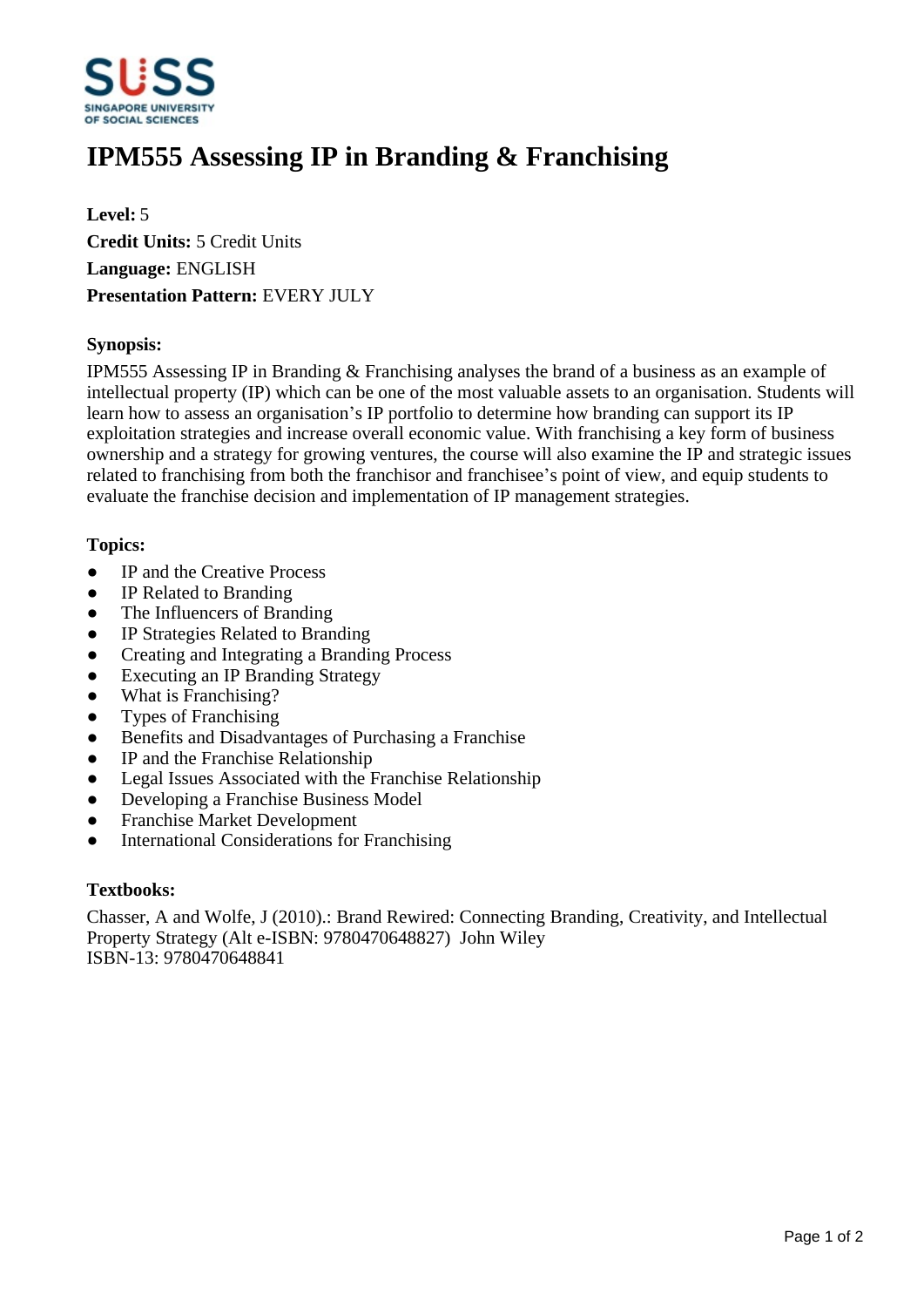# IPM555 Assessing IP in Branding & Franchising

**Level:** 5
**Credit Units:** 5 Credit Units
**Language:** ENGLISH
**Presentation Pattern:** EVERY JULY

### Synopsis:

IPM555 Assessing IP in Branding & Franchising analyses the brand of a business as an example of intellectual property (IP) which can be one of the most valuable assets to an organisation. Students will learn how to assess an organisation's IP portfolio to determine how branding can support its IP exploitation strategies and increase overall economic value. With franchising a key form of business ownership and a strategy for growing ventures, the course will also examine the IP and strategic issues related to franchising from both the franchisor and franchisee's point of view, and equip students to evaluate the franchise decision and implementation of IP management strategies.

### Topics:

- IP and the Creative Process
- IP Related to Branding
- The Influencers of Branding
- IP Strategies Related to Branding
- Creating and Integrating a Branding Process
- Executing an IP Branding Strategy
- What is Franchising?
- Types of Franchising
- Benefits and Disadvantages of Purchasing a Franchise
- IP and the Franchise Relationship
- Legal Issues Associated with the Franchise Relationship
- Developing a Franchise Business Model
- Franchise Market Development
- International Considerations for Franchising

### Textbooks:

Chasser, A and Wolfe, J (2010).: Brand Rewired: Connecting Branding, Creativity, and Intellectual Property Strategy (Alt e-ISBN: 9780470648827) John Wiley
ISBN-13: 9780470648841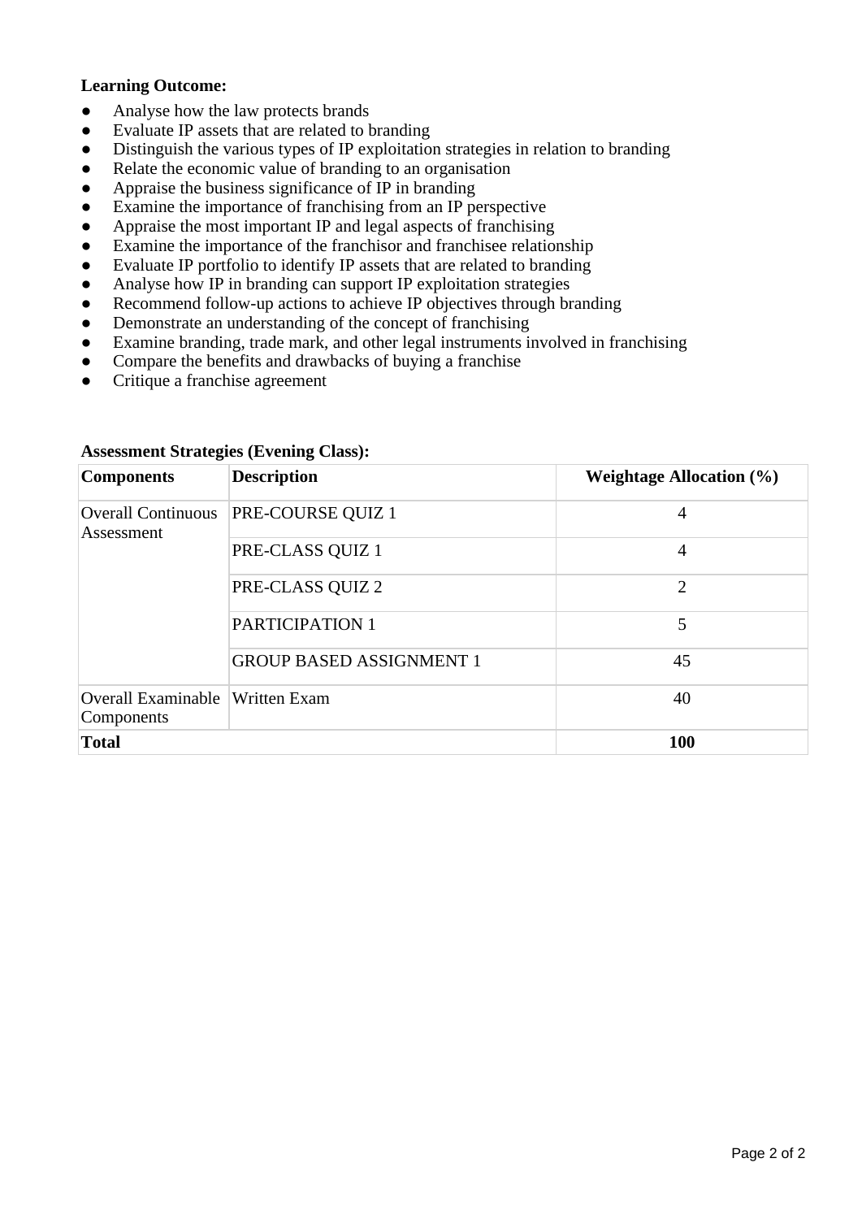**Learning Outcome:**

- Analyse how the law protects brands
- Evaluate IP assets that are related to branding
- Distinguish the various types of IP exploitation strategies in relation to branding
- Relate the economic value of branding to an organisation
- Appraise the business significance of IP in branding
- Examine the importance of franchising from an IP perspective
- Appraise the most important IP and legal aspects of franchising
- Examine the importance of the franchisor and franchisee relationship
- Evaluate IP portfolio to identify IP assets that are related to branding
- Analyse how IP in branding can support IP exploitation strategies
- Recommend follow-up actions to achieve IP objectives through branding
- Demonstrate an understanding of the concept of franchising
- Examine branding, trade mark, and other legal instruments involved in franchising
- Compare the benefits and drawbacks of buying a franchise
- Critique a franchise agreement

**Assessment Strategies (Evening Class):**

| **Components** | **Description** | **Weightage Allocation (%)** |
|---|---|---|
| Overall Continuous Assessment | PRE-COURSE QUIZ 1 | 4 |
| | PRE-CLASS QUIZ 1 | 4 |
| | PRE-CLASS QUIZ 2 | 2 |
| | PARTICIPATION 1 | 5 |
| | GROUP BASED ASSIGNMENT 1 | 45 |
| Overall Examinable Components | Written Exam | 40 |
| **Total** | | **100** |